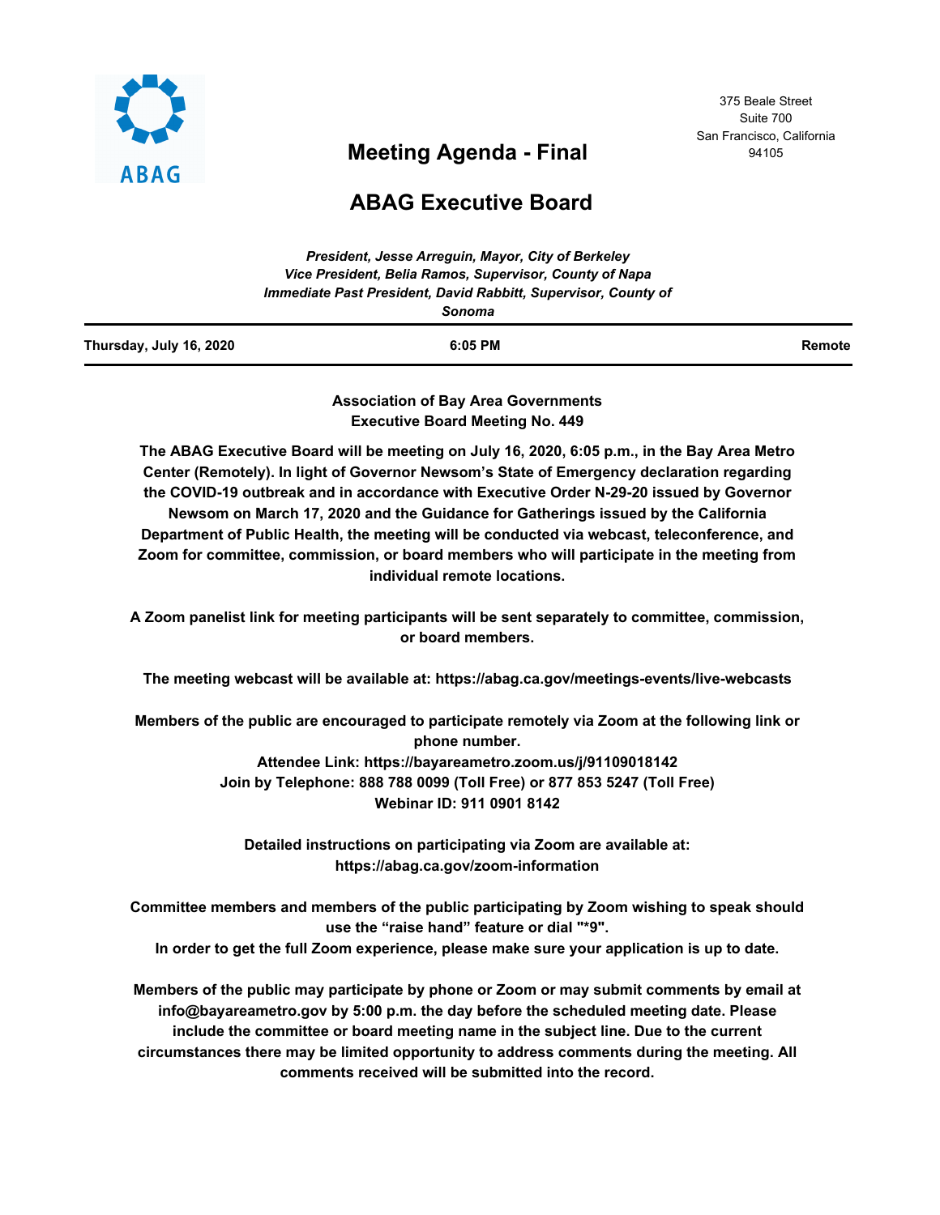ABAG

375 Beale Street
Suite 700
San Francisco, California
94105

# Meeting Agenda - Final

# ABAG Executive Board

*President, Jesse Arreguin, Mayor, City of Berkeley*
*Vice President, Belia Ramos, Supervisor, County of Napa*
*Immediate Past President, David Rabbitt, Supervisor, County of Sonoma*

**Thursday, July 16, 2020** | **6:05 PM** | **Remote**

**Association of Bay Area Governments**
**Executive Board Meeting No. 449**

**The ABAG Executive Board will be meeting on July 16, 2020, 6:05 p.m., in the Bay Area Metro Center (Remotely). In light of Governor Newsom's State of Emergency declaration regarding the COVID-19 outbreak and in accordance with Executive Order N-29-20 issued by Governor Newsom on March 17, 2020 and the Guidance for Gatherings issued by the California Department of Public Health, the meeting will be conducted via webcast, teleconference, and Zoom for committee, commission, or board members who will participate in the meeting from individual remote locations.**

**A Zoom panelist link for meeting participants will be sent separately to committee, commission, or board members.**

**The meeting webcast will be available at: https://abag.ca.gov/meetings-events/live-webcasts**

**Members of the public are encouraged to participate remotely via Zoom at the following link or phone number.**
**Attendee Link: https://bayareametro.zoom.us/j/91109018142**
**Join by Telephone: 888 788 0099 (Toll Free) or 877 853 5247 (Toll Free)**
**Webinar ID: 911 0901 8142**

**Detailed instructions on participating via Zoom are available at: https://abag.ca.gov/zoom-information**

**Committee members and members of the public participating by Zoom wishing to speak should use the "raise hand" feature or dial "*9".**
**In order to get the full Zoom experience, please make sure your application is up to date.**

**Members of the public may participate by phone or Zoom or may submit comments by email at info@bayareametro.gov by 5:00 p.m. the day before the scheduled meeting date. Please include the committee or board meeting name in the subject line. Due to the current circumstances there may be limited opportunity to address comments during the meeting. All comments received will be submitted into the record.**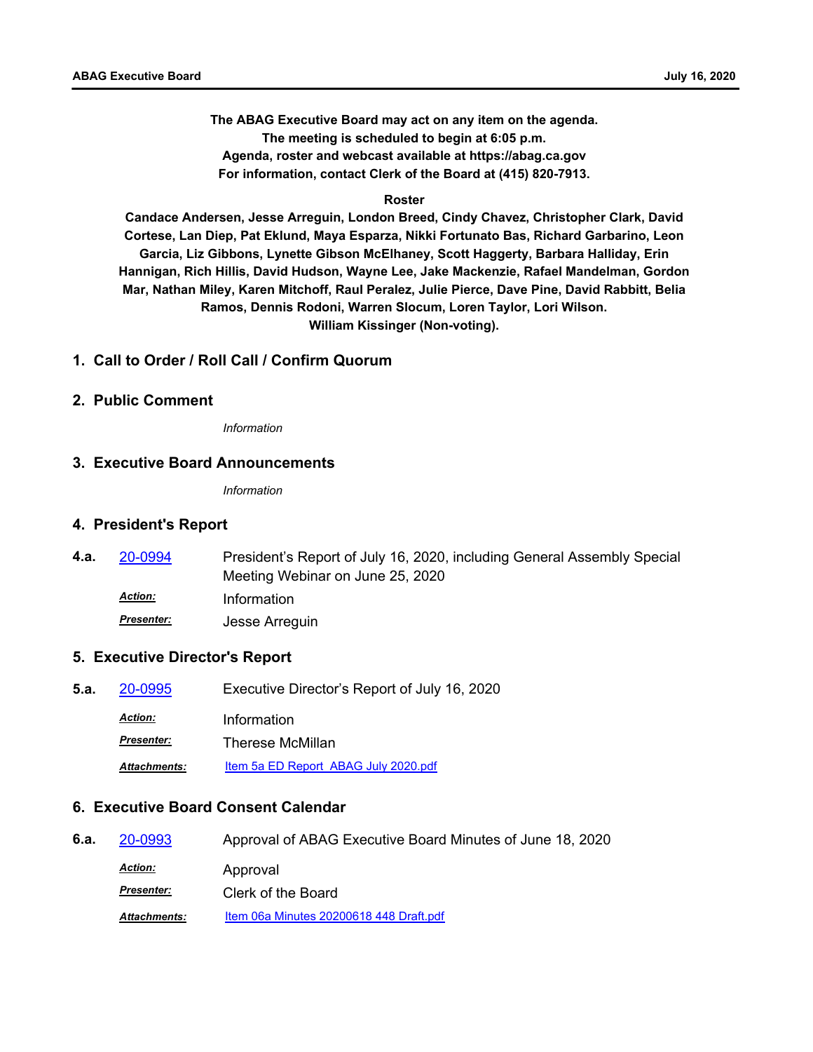**The ABAG Executive Board may act on any item on the agenda.**
**The meeting is scheduled to begin at 6:05 p.m.**
**Agenda, roster and webcast available at https://abag.ca.gov**
**For information, contact Clerk of the Board at (415) 820-7913.**

**Roster**

**Candace Andersen, Jesse Arreguin, London Breed, Cindy Chavez, Christopher Clark, David Cortese, Lan Diep, Pat Eklund, Maya Esparza, Nikki Fortunato Bas, Richard Garbarino, Leon Garcia, Liz Gibbons, Lynette Gibson McElhaney, Scott Haggerty, Barbara Halliday, Erin Hannigan, Rich Hillis, David Hudson, Wayne Lee, Jake Mackenzie, Rafael Mandelman, Gordon Mar, Nathan Miley, Karen Mitchoff, Raul Peralez, Julie Pierce, Dave Pine, David Rabbitt, Belia Ramos, Dennis Rodoni, Warren Slocum, Loren Taylor, Lori Wilson.**
**William Kissinger (Non-voting).**

## 1. Call to Order / Roll Call / Confirm Quorum

## 2. Public Comment

*Information*

## 3. Executive Board Announcements

*Information*

## 4. President's Report

**4.a.** 20-0994 — President's Report of July 16, 2020, including General Assembly Special Meeting Webinar on June 25, 2020

***Action:*** Information

***Presenter:*** Jesse Arreguin

## 5. Executive Director's Report

**5.a.** 20-0995 — Executive Director's Report of July 16, 2020

***Action:*** Information

***Presenter:*** Therese McMillan

***Attachments:*** Item 5a ED Report ABAG July 2020.pdf

## 6. Executive Board Consent Calendar

**6.a.** 20-0993 — Approval of ABAG Executive Board Minutes of June 18, 2020

***Action:*** Approval

***Presenter:*** Clerk of the Board

***Attachments:*** Item 06a Minutes 20200618 448 Draft.pdf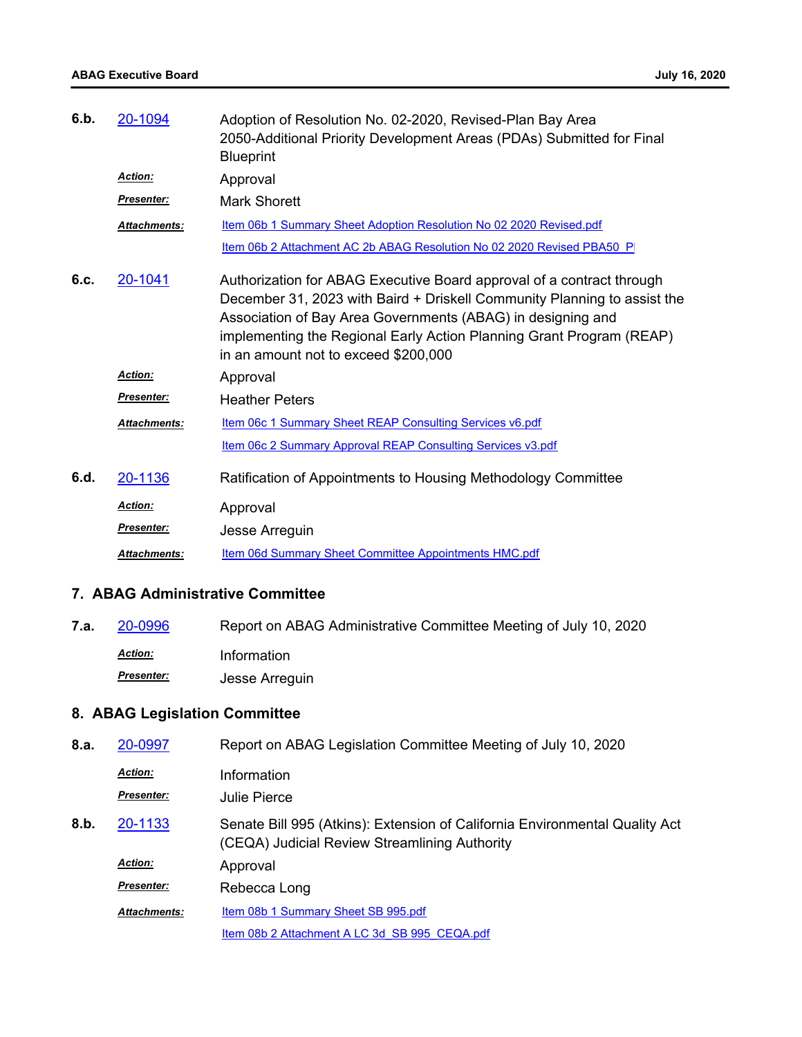**6.b.** 20-1094 Adoption of Resolution No. 02-2020, Revised-Plan Bay Area 2050-Additional Priority Development Areas (PDAs) Submitted for Final Blueprint

***Action:*** Approval

***Presenter:*** Mark Shorett

***Attachments:*** Item 06b 1 Summary Sheet Adoption Resolution No 02 2020 Revised.pdf

Item 06b 2 Attachment AC 2b ABAG Resolution No 02 2020 Revised PBA50_P

**6.c.** 20-1041 Authorization for ABAG Executive Board approval of a contract through December 31, 2023 with Baird + Driskell Community Planning to assist the Association of Bay Area Governments (ABAG) in designing and implementing the Regional Early Action Planning Grant Program (REAP) in an amount not to exceed $200,000

***Action:*** Approval

***Presenter:*** Heather Peters

***Attachments:*** Item 06c 1 Summary Sheet REAP Consulting Services v6.pdf

Item 06c 2 Summary Approval REAP Consulting Services v3.pdf

**6.d.** 20-1136 Ratification of Appointments to Housing Methodology Committee

***Action:*** Approval

***Presenter:*** Jesse Arreguin

***Attachments:*** Item 06d Summary Sheet Committee Appointments HMC.pdf

## 7. ABAG Administrative Committee

**7.a.** 20-0996 Report on ABAG Administrative Committee Meeting of July 10, 2020

***Action:*** Information

***Presenter:*** Jesse Arreguin

## 8. ABAG Legislation Committee

**8.a.** 20-0997 Report on ABAG Legislation Committee Meeting of July 10, 2020

***Action:*** Information

***Presenter:*** Julie Pierce

**8.b.** 20-1133 Senate Bill 995 (Atkins): Extension of California Environmental Quality Act (CEQA) Judicial Review Streamlining Authority

***Action:*** Approval

***Presenter:*** Rebecca Long

***Attachments:*** Item 08b 1 Summary Sheet SB 995.pdf

Item 08b 2 Attachment A LC 3d_SB 995_CEQA.pdf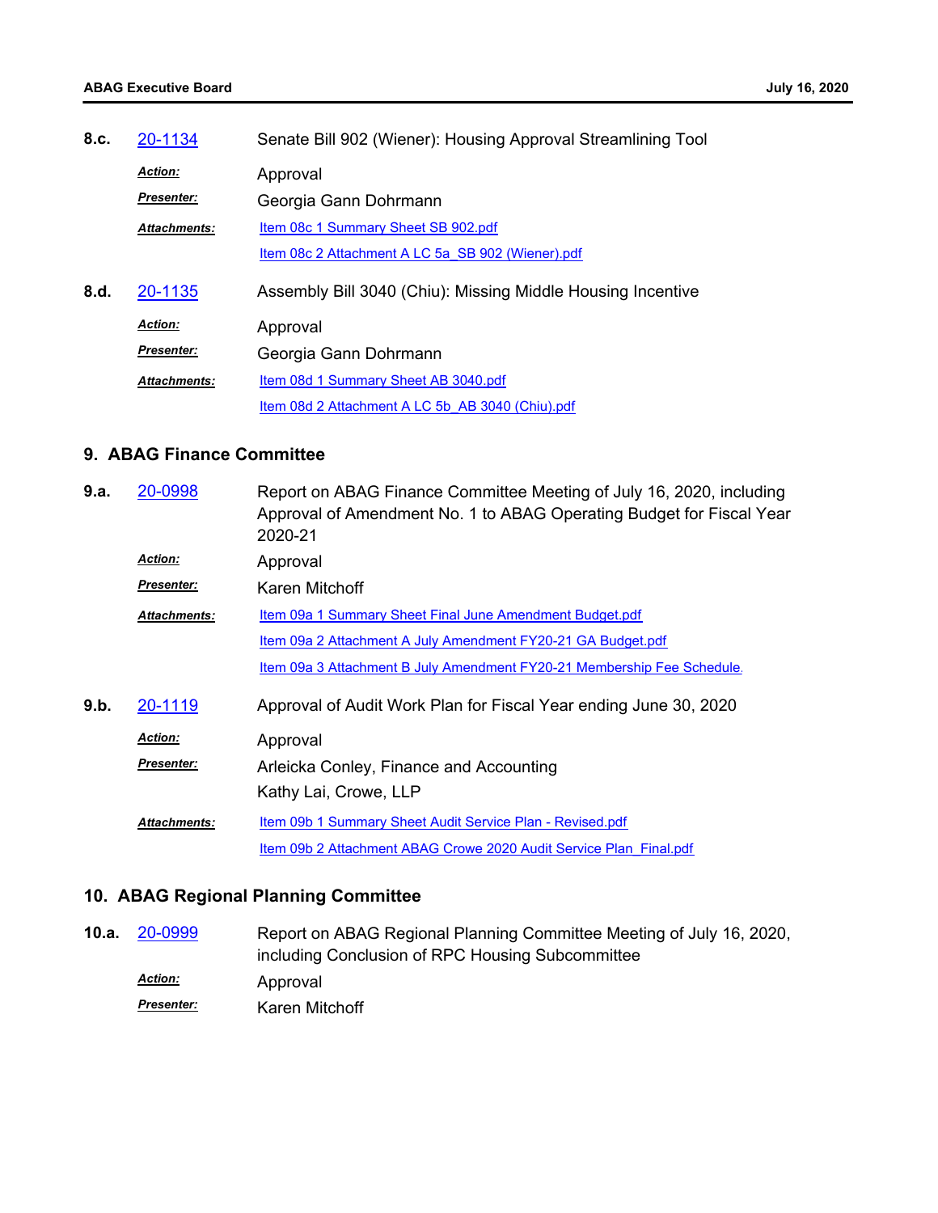**8.c.** 20-1134 Senate Bill 902 (Wiener): Housing Approval Streamlining Tool

***Action:*** Approval

***Presenter:*** Georgia Gann Dohrmann

***Attachments:*** Item 08c 1 Summary Sheet SB 902.pdf

Item 08c 2 Attachment A LC 5a_SB 902 (Wiener).pdf

**8.d.** 20-1135 Assembly Bill 3040 (Chiu): Missing Middle Housing Incentive

***Action:*** Approval

***Presenter:*** Georgia Gann Dohrmann

***Attachments:*** Item 08d 1 Summary Sheet AB 3040.pdf

Item 08d 2 Attachment A LC 5b_AB 3040 (Chiu).pdf

## 9. ABAG Finance Committee

**9.a.** 20-0998 Report on ABAG Finance Committee Meeting of July 16, 2020, including Approval of Amendment No. 1 to ABAG Operating Budget for Fiscal Year 2020-21

***Action:*** Approval

***Presenter:*** Karen Mitchoff

***Attachments:*** Item 09a 1 Summary Sheet Final June Amendment Budget.pdf

Item 09a 2 Attachment A July Amendment FY20-21 GA Budget.pdf

Item 09a 3 Attachment B July Amendment FY20-21 Membership Fee Schedule.

**9.b.** 20-1119 Approval of Audit Work Plan for Fiscal Year ending June 30, 2020

***Action:*** Approval

***Presenter:*** Arleicka Conley, Finance and Accounting

Kathy Lai, Crowe, LLP

***Attachments:*** Item 09b 1 Summary Sheet Audit Service Plan - Revised.pdf

Item 09b 2 Attachment ABAG Crowe 2020 Audit Service Plan_Final.pdf

## 10. ABAG Regional Planning Committee

**10.a.** 20-0999 Report on ABAG Regional Planning Committee Meeting of July 16, 2020, including Conclusion of RPC Housing Subcommittee

***Action:*** Approval

***Presenter:*** Karen Mitchoff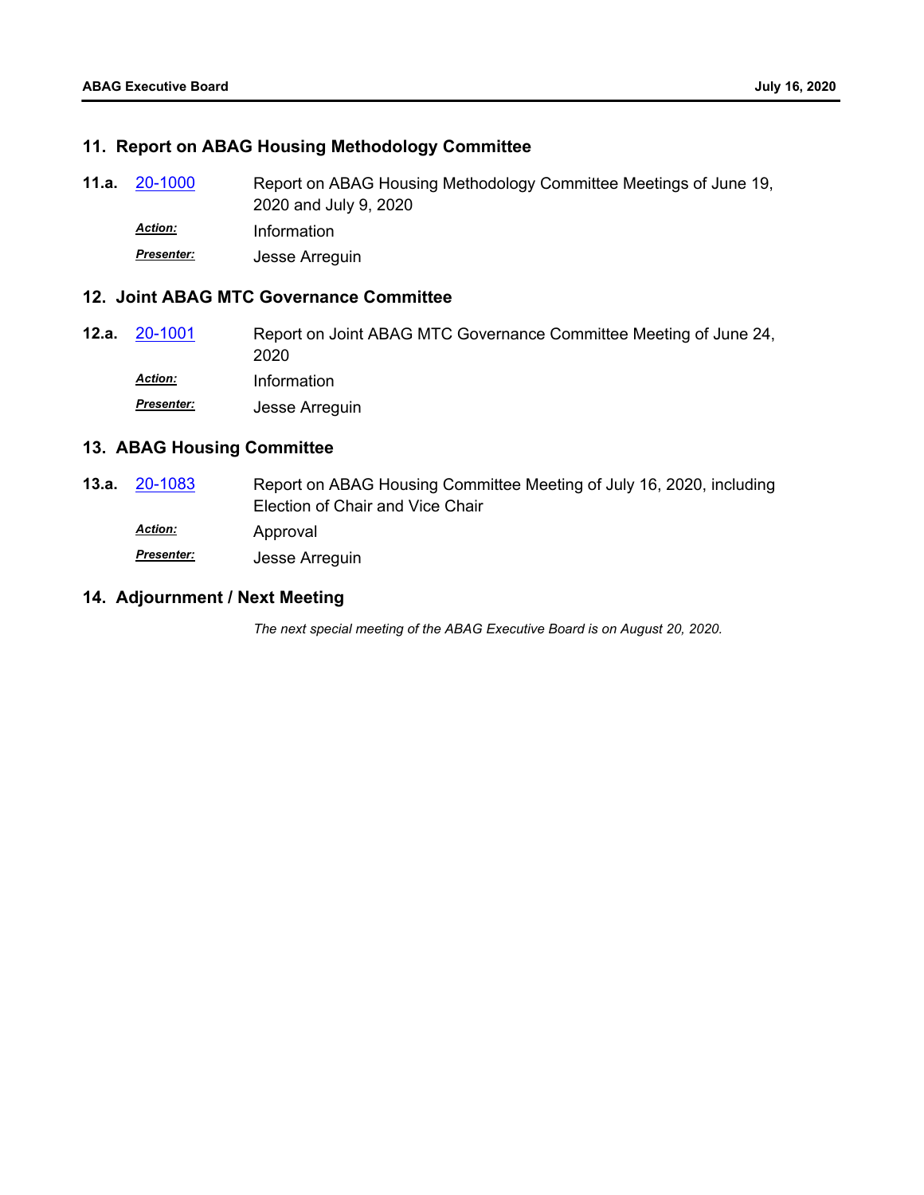## 11. Report on ABAG Housing Methodology Committee

**11.a.** 20-1000 Report on ABAG Housing Methodology Committee Meetings of June 19, 2020 and July 9, 2020

***Action:*** Information

***Presenter:*** Jesse Arreguin

## 12. Joint ABAG MTC Governance Committee

**12.a.** 20-1001 Report on Joint ABAG MTC Governance Committee Meeting of June 24, 2020

***Action:*** Information

***Presenter:*** Jesse Arreguin

## 13. ABAG Housing Committee

**13.a.** 20-1083 Report on ABAG Housing Committee Meeting of July 16, 2020, including Election of Chair and Vice Chair

***Action:*** Approval

***Presenter:*** Jesse Arreguin

## 14. Adjournment / Next Meeting

*The next special meeting of the ABAG Executive Board is on August 20, 2020.*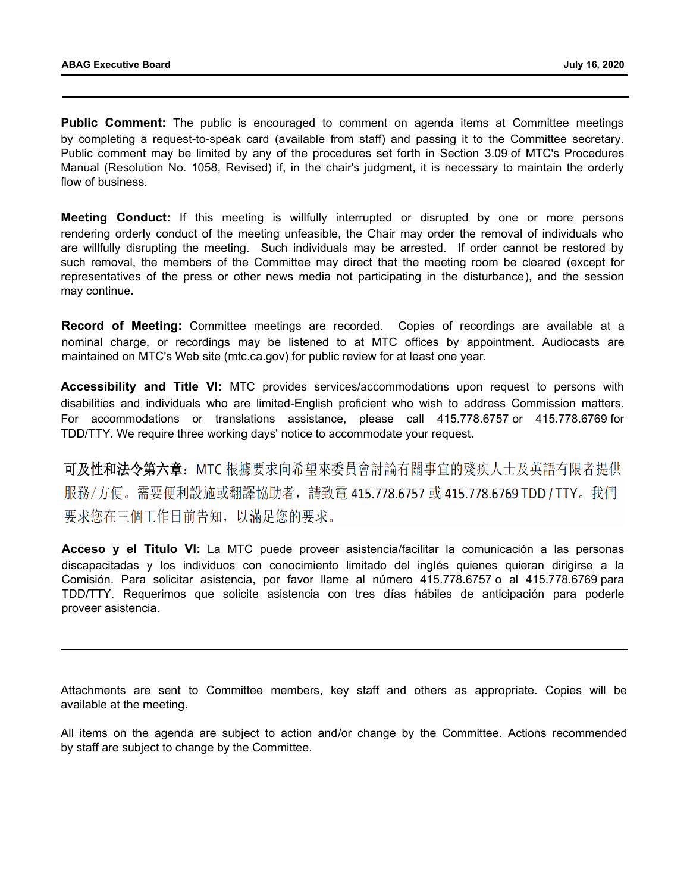**Public Comment:** The public is encouraged to comment on agenda items at Committee meetings by completing a request-to-speak card (available from staff) and passing it to the Committee secretary. Public comment may be limited by any of the procedures set forth in Section 3.09 of MTC's Procedures Manual (Resolution No. 1058, Revised) if, in the chair's judgment, it is necessary to maintain the orderly flow of business.

**Meeting Conduct:** If this meeting is willfully interrupted or disrupted by one or more persons rendering orderly conduct of the meeting unfeasible, the Chair may order the removal of individuals who are willfully disrupting the meeting. Such individuals may be arrested. If order cannot be restored by such removal, the members of the Committee may direct that the meeting room be cleared (except for representatives of the press or other news media not participating in the disturbance), and the session may continue.

**Record of Meeting:** Committee meetings are recorded. Copies of recordings are available at a nominal charge, or recordings may be listened to at MTC offices by appointment. Audiocasts are maintained on MTC's Web site (mtc.ca.gov) for public review for at least one year.

**Accessibility and Title VI:** MTC provides services/accommodations upon request to persons with disabilities and individuals who are limited-English proficient who wish to address Commission matters. For accommodations or translations assistance, please call 415.778.6757 or 415.778.6769 for TDD/TTY. We require three working days' notice to accommodate your request.

**可及性和法令第六章**：MTC 根據要求向希望來委員會討論有關事宜的殘疾人士及英語有限者提供服務/方便。需要便利設施或翻譯協助者，請致電 415.778.6757 或 415.778.6769 TDD / TTY。我們要求您在三個工作日前告知，以滿足您的要求。

**Acceso y el Titulo VI:** La MTC puede proveer asistencia/facilitar la comunicación a las personas discapacitadas y los individuos con conocimiento limitado del inglés quienes quieran dirigirse a la Comisión. Para solicitar asistencia, por favor llame al número 415.778.6757 o al 415.778.6769 para TDD/TTY. Requerimos que solicite asistencia con tres días hábiles de anticipación para poderle proveer asistencia.

---

Attachments are sent to Committee members, key staff and others as appropriate. Copies will be available at the meeting.

All items on the agenda are subject to action and/or change by the Committee. Actions recommended by staff are subject to change by the Committee.